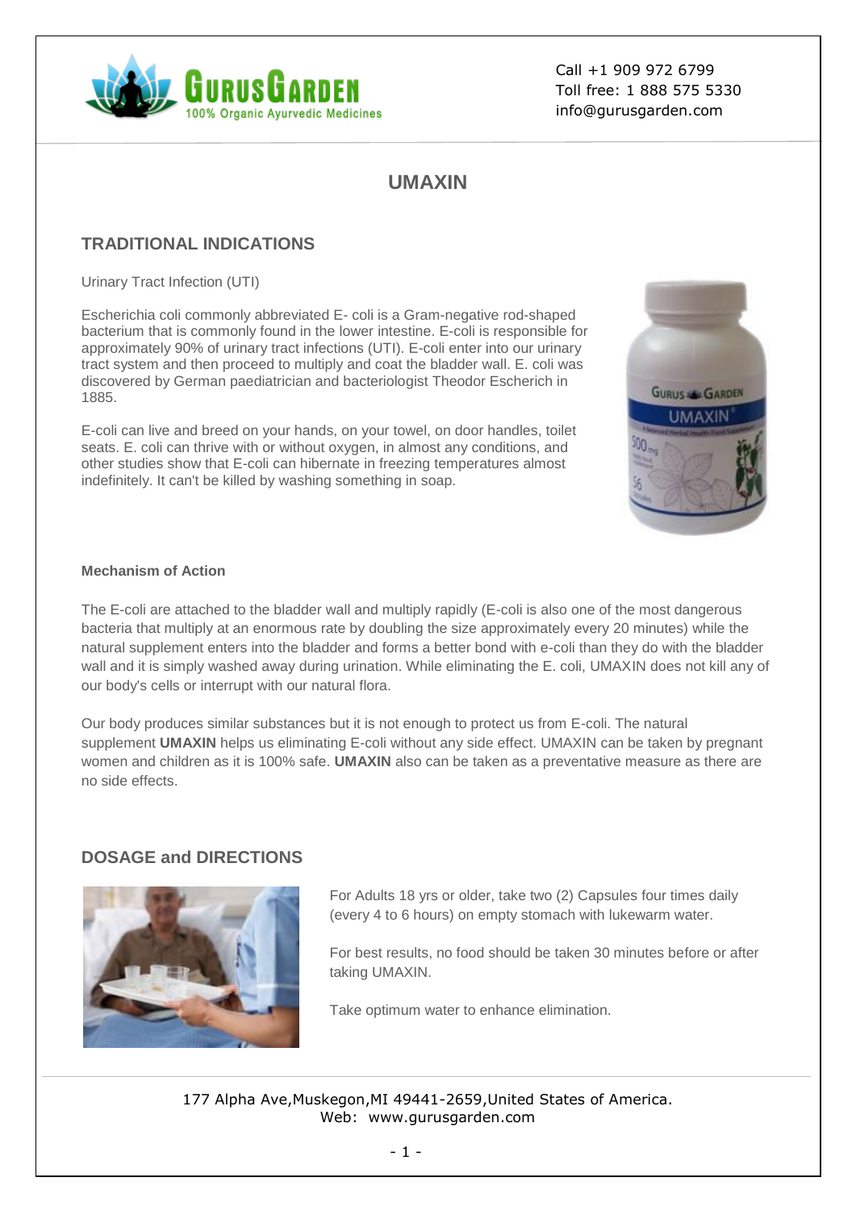Call +1 909 972 6799
Toll free: 1 888 575 5330
info@gurusgarden.com

# UMAXIN

## TRADITIONAL INDICATIONS

Urinary Tract Infection (UTI)

Escherichia coli commonly abbreviated E- coli is a Gram-negative rod-shaped bacterium that is commonly found in the lower intestine. E-coli is responsible for approximately 90% of urinary tract infections (UTI). E-coli enter into our urinary tract system and then proceed to multiply and coat the bladder wall. E. coli was discovered by German paediatrician and bacteriologist Theodor Escherich in 1885.

E-coli can live and breed on your hands, on your towel, on door handles, toilet seats. E. coli can thrive with or without oxygen, in almost any conditions, and other studies show that E-coli can hibernate in freezing temperatures almost indefinitely. It can't be killed by washing something in soap.

#### Mechanism of Action

The E-coli are attached to the bladder wall and multiply rapidly (E-coli is also one of the most dangerous bacteria that multiply at an enormous rate by doubling the size approximately every 20 minutes) while the natural supplement enters into the bladder and forms a better bond with e-coli than they do with the bladder wall and it is simply washed away during urination. While eliminating the E. coli, UMAXIN does not kill any of our body's cells or interrupt with our natural flora.

Our body produces similar substances but it is not enough to protect us from E-coli. The natural supplement **UMAXIN** helps us eliminating E-coli without any side effect. UMAXIN can be taken by pregnant women and children as it is 100% safe. **UMAXIN** also can be taken as a preventative measure as there are no side effects.

## DOSAGE and DIRECTIONS

For Adults 18 yrs or older, take two (2) Capsules four times daily (every 4 to 6 hours) on empty stomach with lukewarm water.

For best results, no food should be taken 30 minutes before or after taking UMAXIN.

Take optimum water to enhance elimination.

177 Alpha Ave,Muskegon,MI 49441-2659,United States of America.
Web: www.gurusgarden.com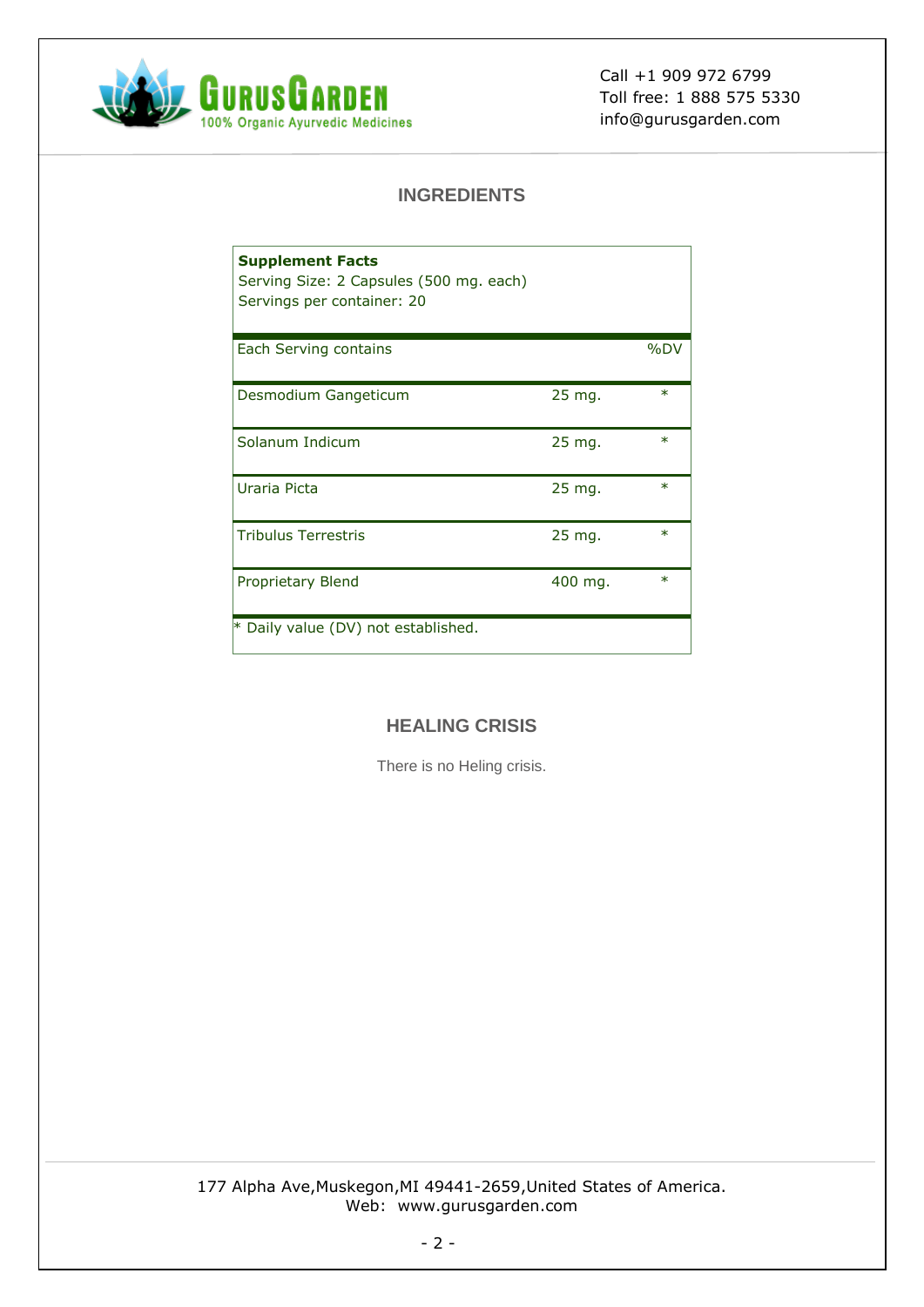## INGREDIENTS

**Supplement Facts**
Serving Size: 2 Capsules (500 mg. each)
Servings per container: 20

| Each Serving contains | | %DV |
|---|---|---|
| Desmodium Gangeticum | 25 mg. | * |
| Solanum Indicum | 25 mg. | * |
| Uraria Picta | 25 mg. | * |
| Tribulus Terrestris | 25 mg. | * |
| Proprietary Blend | 400 mg. | * |

* Daily value (DV) not established.

## HEALING CRISIS

There is no Heling crisis.